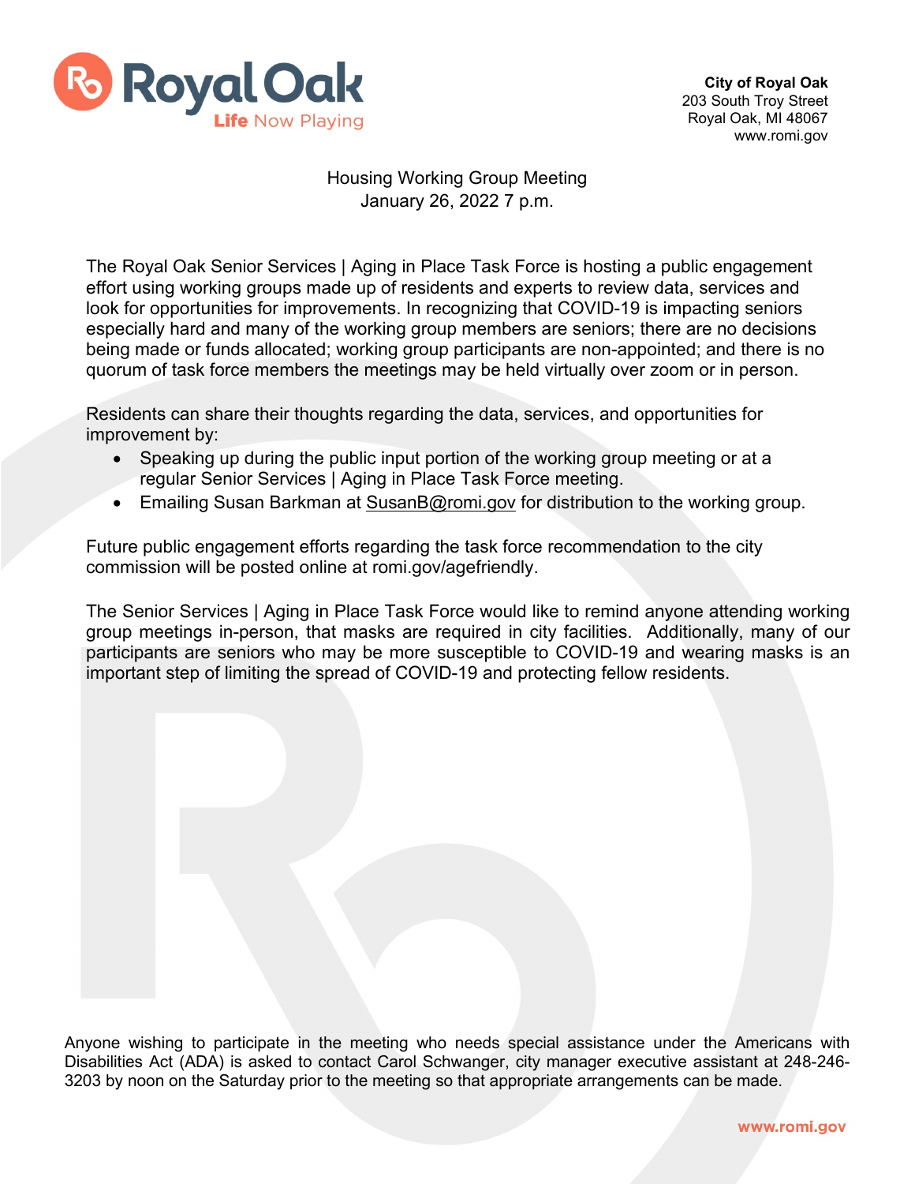Royal Oak
Life Now Playing

**City of Royal Oak**
203 South Troy Street
Royal Oak, MI 48067
www.romi.gov

# Housing Working Group Meeting
## January 26, 2022 7 p.m.

The Royal Oak Senior Services | Aging in Place Task Force is hosting a public engagement effort using working groups made up of residents and experts to review data, services and look for opportunities for improvements. In recognizing that COVID-19 is impacting seniors especially hard and many of the working group members are seniors; there are no decisions being made or funds allocated; working group participants are non-appointed; and there is no quorum of task force members the meetings may be held virtually over zoom or in person.

Residents can share their thoughts regarding the data, services, and opportunities for improvement by:

- Speaking up during the public input portion of the working group meeting or at a regular Senior Services | Aging in Place Task Force meeting.
- Emailing Susan Barkman at SusanB@romi.gov for distribution to the working group.

Future public engagement efforts regarding the task force recommendation to the city commission will be posted online at romi.gov/agefriendly.

The Senior Services | Aging in Place Task Force would like to remind anyone attending working group meetings in-person, that masks are required in city facilities. Additionally, many of our participants are seniors who may be more susceptible to COVID-19 and wearing masks is an important step of limiting the spread of COVID-19 and protecting fellow residents.

Anyone wishing to participate in the meeting who needs special assistance under the Americans with Disabilities Act (ADA) is asked to contact Carol Schwanger, city manager executive assistant at 248-246-3203 by noon on the Saturday prior to the meeting so that appropriate arrangements can be made.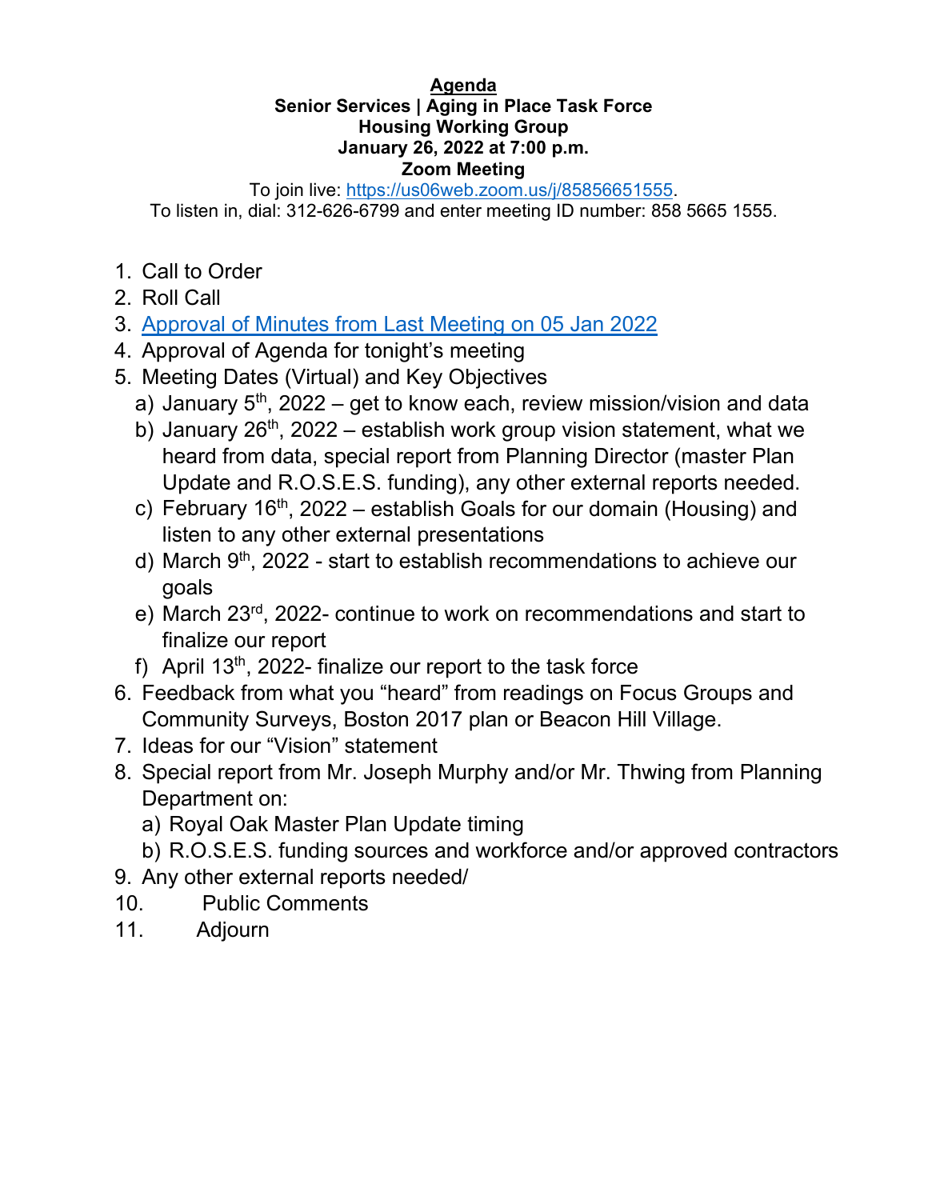**Agenda**

**Senior Services | Aging in Place Task Force**

**Housing Working Group**

**January 26, 2022 at 7:00 p.m.**

**Zoom Meeting**

To join live: [https://us06web.zoom.us/j/85856651555](https://us06web.zoom.us/j/85856651555).

To listen in, dial: 312-626-6799 and enter meeting ID number: 858 5665 1555.

1. Call to Order
2. Roll Call
3. Approval of Minutes from Last Meeting on 05 Jan 2022
4. Approval of Agenda for tonight's meeting
5. Meeting Dates (Virtual) and Key Objectives
   a) January 5th, 2022 – get to know each, review mission/vision and data
   b) January 26th, 2022 – establish work group vision statement, what we heard from data, special report from Planning Director (master Plan Update and R.O.S.E.S. funding), any other external reports needed.
   c) February 16th, 2022 – establish Goals for our domain (Housing) and listen to any other external presentations
   d) March 9th, 2022 - start to establish recommendations to achieve our goals
   e) March 23rd, 2022- continue to work on recommendations and start to finalize our report
   f) April 13th, 2022- finalize our report to the task force
6. Feedback from what you "heard" from readings on Focus Groups and Community Surveys, Boston 2017 plan or Beacon Hill Village.
7. Ideas for our "Vision" statement
8. Special report from Mr. Joseph Murphy and/or Mr. Thwing from Planning Department on:
   a) Royal Oak Master Plan Update timing
   b) R.O.S.E.S. funding sources and workforce and/or approved contractors
9. Any other external reports needed/
10. Public Comments
11. Adjourn